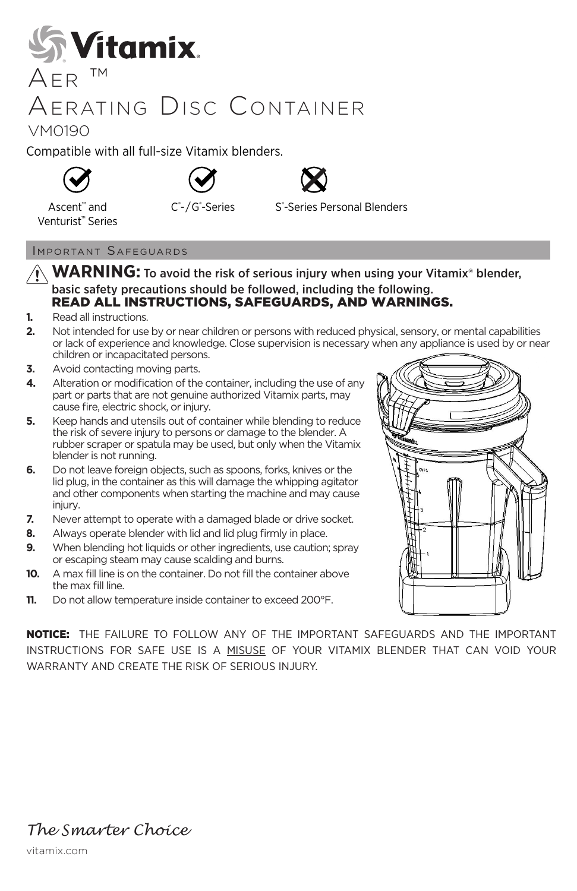# Vitamix

# Aer ™
# Aerating Disc Container

VM0190

Compatible with all full-size Vitamix blenders.

| ✓ | ✓ | ✗ |
|---|---|---|
| Ascent™ and Venturist™ Series | C®-/G®-Series | S®-Series Personal Blenders |

## Important Safeguards

⚠ **WARNING:** **To avoid the risk of serious injury when using your Vitamix® blender, basic safety precautions should be followed, including the following.**
**READ ALL INSTRUCTIONS, SAFEGUARDS, AND WARNINGS.**

1. Read all instructions.
2. Not intended for use by or near children or persons with reduced physical, sensory, or mental capabilities or lack of experience and knowledge. Close supervision is necessary when any appliance is used by or near children or incapacitated persons.
3. Avoid contacting moving parts.
4. Alteration or modification of the container, including the use of any part or parts that are not genuine authorized Vitamix parts, may cause fire, electric shock, or injury.
5. Keep hands and utensils out of container while blending to reduce the risk of severe injury to persons or damage to the blender. A rubber scraper or spatula may be used, but only when the Vitamix blender is not running.
6. Do not leave foreign objects, such as spoons, forks, knives or the lid plug, in the container as this will damage the whipping agitator and other components when starting the machine and may cause injury.
7. Never attempt to operate with a damaged blade or drive socket.
8. Always operate blender with lid and lid plug firmly in place.
9. When blending hot liquids or other ingredients, use caution; spray or escaping steam may cause scalding and burns.
10. A max fill line is on the container. Do not fill the container above the max fill line.
11. Do not allow temperature inside container to exceed 200°F.

**NOTICE:** THE FAILURE TO FOLLOW ANY OF THE IMPORTANT SAFEGUARDS AND THE IMPORTANT INSTRUCTIONS FOR SAFE USE IS A MISUSE OF YOUR VITAMIX BLENDER THAT CAN VOID YOUR WARRANTY AND CREATE THE RISK OF SERIOUS INJURY.

*The Smarter Choice*

vitamix.com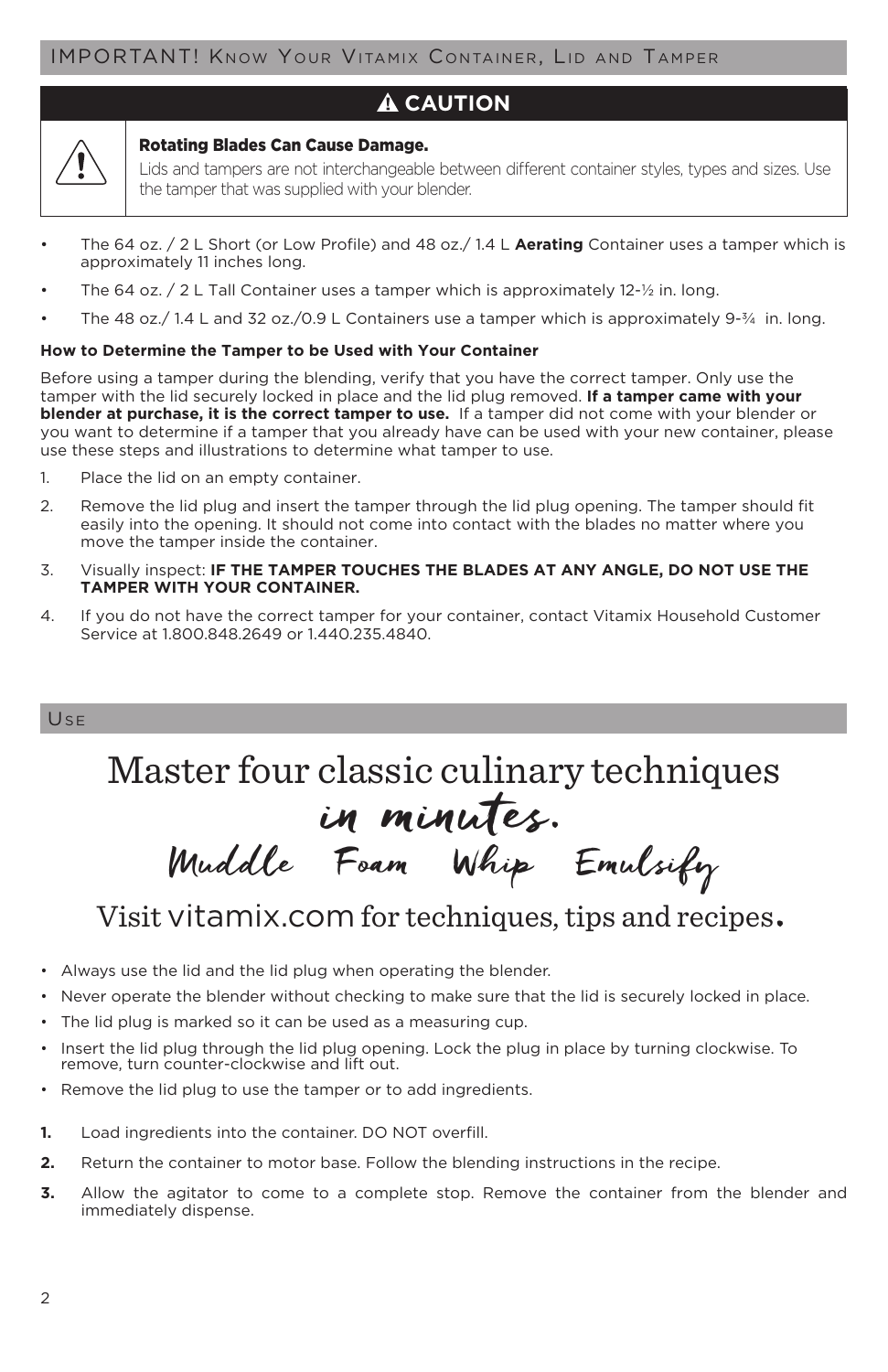## IMPORTANT! Know Your Vitamix Container, Lid and Tamper

### ⚠ CAUTION

**Rotating Blades Can Cause Damage.**

Lids and tampers are not interchangeable between different container styles, types and sizes. Use the tamper that was supplied with your blender.

- The 64 oz. / 2 L Short (or Low Profile) and 48 oz./ 1.4 L **Aerating** Container uses a tamper which is approximately 11 inches long.
- The 64 oz. / 2 L Tall Container uses a tamper which is approximately 12-½ in. long.
- The 48 oz./ 1.4 L and 32 oz./0.9 L Containers use a tamper which is approximately 9-¾ in. long.

**How to Determine the Tamper to be Used with Your Container**

Before using a tamper during the blending, verify that you have the correct tamper. Only use the tamper with the lid securely locked in place and the lid plug removed. **If a tamper came with your blender at purchase, it is the correct tamper to use.** If a tamper did not come with your blender or you want to determine if a tamper that you already have can be used with your new container, please use these steps and illustrations to determine what tamper to use.

1. Place the lid on an empty container.
2. Remove the lid plug and insert the tamper through the lid plug opening. The tamper should fit easily into the opening. It should not come into contact with the blades no matter where you move the tamper inside the container.
3. Visually inspect: **IF THE TAMPER TOUCHES THE BLADES AT ANY ANGLE, DO NOT USE THE TAMPER WITH YOUR CONTAINER.**
4. If you do not have the correct tamper for your container, contact Vitamix Household Customer Service at 1.800.848.2649 or 1.440.235.4840.

## Use

# Master four classic culinary techniques *in minutes.*

*Muddle Foam Whip Emulsify*

Visit vitamix.com for techniques, tips and recipes.

- Always use the lid and the lid plug when operating the blender.
- Never operate the blender without checking to make sure that the lid is securely locked in place.
- The lid plug is marked so it can be used as a measuring cup.
- Insert the lid plug through the lid plug opening. Lock the plug in place by turning clockwise. To remove, turn counter-clockwise and lift out.
- Remove the lid plug to use the tamper or to add ingredients.

1. Load ingredients into the container. DO NOT overfill.
2. Return the container to motor base. Follow the blending instructions in the recipe.
3. Allow the agitator to come to a complete stop. Remove the container from the blender and immediately dispense.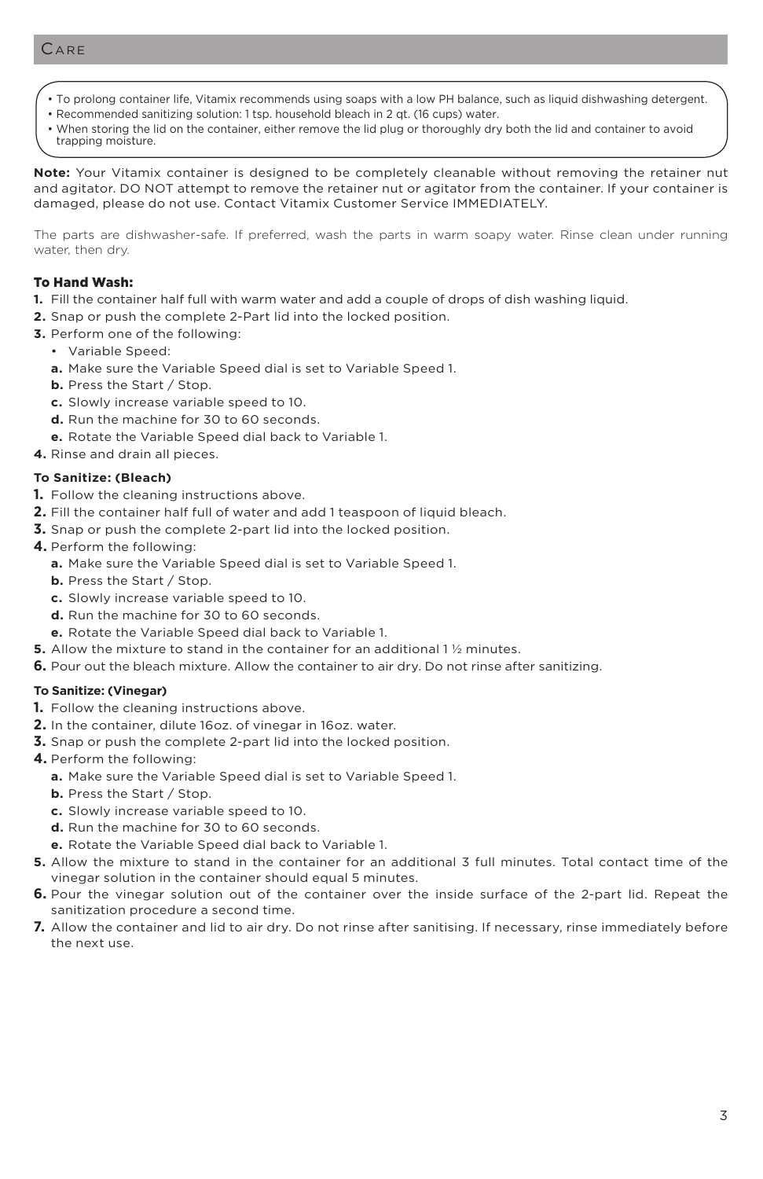## Care

- To prolong container life, Vitamix recommends using soaps with a low PH balance, such as liquid dishwashing detergent.
- Recommended sanitizing solution: 1 tsp. household bleach in 2 qt. (16 cups) water.
- When storing the lid on the container, either remove the lid plug or thoroughly dry both the lid and container to avoid trapping moisture.

**Note:** Your Vitamix container is designed to be completely cleanable without removing the retainer nut and agitator. DO NOT attempt to remove the retainer nut or agitator from the container. If your container is damaged, please do not use. Contact Vitamix Customer Service IMMEDIATELY.

The parts are dishwasher-safe. If preferred, wash the parts in warm soapy water. Rinse clean under running water, then dry.

### To Hand Wash:

1. Fill the container half full with warm water and add a couple of drops of dish washing liquid.
2. Snap or push the complete 2-Part lid into the locked position.
3. Perform one of the following:
   - Variable Speed:
   
   **a.** Make sure the Variable Speed dial is set to Variable Speed 1.
   **b.** Press the Start / Stop.
   **c.** Slowly increase variable speed to 10.
   **d.** Run the machine for 30 to 60 seconds.
   **e.** Rotate the Variable Speed dial back to Variable 1.
4. Rinse and drain all pieces.

**To Sanitize: (Bleach)**

1. Follow the cleaning instructions above.
2. Fill the container half full of water and add 1 teaspoon of liquid bleach.
3. Snap or push the complete 2-part lid into the locked position.
4. Perform the following:
   **a.** Make sure the Variable Speed dial is set to Variable Speed 1.
   **b.** Press the Start / Stop.
   **c.** Slowly increase variable speed to 10.
   **d.** Run the machine for 30 to 60 seconds.
   **e.** Rotate the Variable Speed dial back to Variable 1.
5. Allow the mixture to stand in the container for an additional 1 ½ minutes.
6. Pour out the bleach mixture. Allow the container to air dry. Do not rinse after sanitizing.

**To Sanitize: (Vinegar)**

1. Follow the cleaning instructions above.
2. In the container, dilute 16oz. of vinegar in 16oz. water.
3. Snap or push the complete 2-part lid into the locked position.
4. Perform the following:
   **a.** Make sure the Variable Speed dial is set to Variable Speed 1.
   **b.** Press the Start / Stop.
   **c.** Slowly increase variable speed to 10.
   **d.** Run the machine for 30 to 60 seconds.
   **e.** Rotate the Variable Speed dial back to Variable 1.
5. Allow the mixture to stand in the container for an additional 3 full minutes. Total contact time of the vinegar solution in the container should equal 5 minutes.
6. Pour the vinegar solution out of the container over the inside surface of the 2-part lid. Repeat the sanitization procedure a second time.
7. Allow the container and lid to air dry. Do not rinse after sanitising. If necessary, rinse immediately before the next use.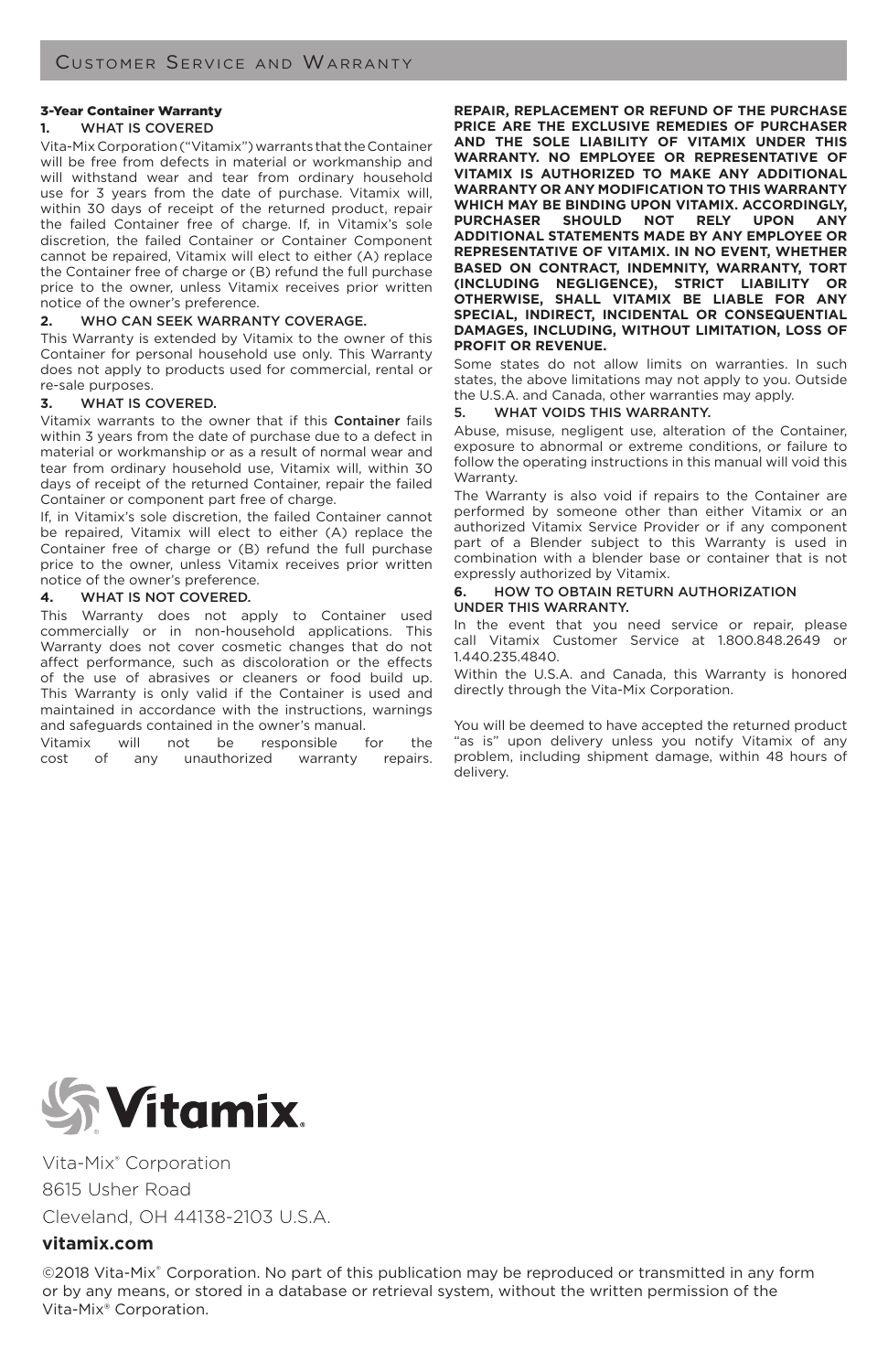# Customer Service and Warranty

## 3-Year Container Warranty

### 1. WHAT IS COVERED

Vita-Mix Corporation ("Vitamix") warrants that the Container will be free from defects in material or workmanship and will withstand wear and tear from ordinary household use for 3 years from the date of purchase. Vitamix will, within 30 days of receipt of the returned product, repair the failed Container free of charge. If, in Vitamix's sole discretion, the failed Container or Container Component cannot be repaired, Vitamix will elect to either (A) replace the Container free of charge or (B) refund the full purchase price to the owner, unless Vitamix receives prior written notice of the owner's preference.

### 2. WHO CAN SEEK WARRANTY COVERAGE.

This Warranty is extended by Vitamix to the owner of this Container for personal household use only. This Warranty does not apply to products used for commercial, rental or re-sale purposes.

### 3. WHAT IS COVERED.

Vitamix warrants to the owner that if this **Container** fails within 3 years from the date of purchase due to a defect in material or workmanship or as a result of normal wear and tear from ordinary household use, Vitamix will, within 30 days of receipt of the returned Container, repair the failed Container or component part free of charge.

If, in Vitamix's sole discretion, the failed Container cannot be repaired, Vitamix will elect to either (A) replace the Container free of charge or (B) refund the full purchase price to the owner, unless Vitamix receives prior written notice of the owner's preference.

### 4. WHAT IS NOT COVERED.

This Warranty does not apply to Container used commercially or in non-household applications. This Warranty does not cover cosmetic changes that do not affect performance, such as discoloration or the effects of the use of abrasives or cleaners or food build up. This Warranty is only valid if the Container is used and maintained in accordance with the instructions, warnings and safeguards contained in the owner's manual.

Vitamix will not be responsible for the cost of any unauthorized warranty repairs.

**REPAIR, REPLACEMENT OR REFUND OF THE PURCHASE PRICE ARE THE EXCLUSIVE REMEDIES OF PURCHASER AND THE SOLE LIABILITY OF VITAMIX UNDER THIS WARRANTY. NO EMPLOYEE OR REPRESENTATIVE OF VITAMIX IS AUTHORIZED TO MAKE ANY ADDITIONAL WARRANTY OR ANY MODIFICATION TO THIS WARRANTY WHICH MAY BE BINDING UPON VITAMIX. ACCORDINGLY, PURCHASER SHOULD NOT RELY UPON ANY ADDITIONAL STATEMENTS MADE BY ANY EMPLOYEE OR REPRESENTATIVE OF VITAMIX. IN NO EVENT, WHETHER BASED ON CONTRACT, INDEMNITY, WARRANTY, TORT (INCLUDING NEGLIGENCE), STRICT LIABILITY OR OTHERWISE, SHALL VITAMIX BE LIABLE FOR ANY SPECIAL, INDIRECT, INCIDENTAL OR CONSEQUENTIAL DAMAGES, INCLUDING, WITHOUT LIMITATION, LOSS OF PROFIT OR REVENUE.**

Some states do not allow limits on warranties. In such states, the above limitations may not apply to you. Outside the U.S.A. and Canada, other warranties may apply.

### 5. WHAT VOIDS THIS WARRANTY.

Abuse, misuse, negligent use, alteration of the Container, exposure to abnormal or extreme conditions, or failure to follow the operating instructions in this manual will void this Warranty.

The Warranty is also void if repairs to the Container are performed by someone other than either Vitamix or an authorized Vitamix Service Provider or if any component part of a Blender subject to this Warranty is used in combination with a blender base or container that is not expressly authorized by Vitamix.

### 6. HOW TO OBTAIN RETURN AUTHORIZATION UNDER THIS WARRANTY.

In the event that you need service or repair, please call Vitamix Customer Service at 1.800.848.2649 or 1.440.235.4840.

Within the U.S.A. and Canada, this Warranty is honored directly through the Vita-Mix Corporation.

You will be deemed to have accepted the returned product "as is" upon delivery unless you notify Vitamix of any problem, including shipment damage, within 48 hours of delivery.

Vitamix

Vita-Mix® Corporation
8615 Usher Road
Cleveland, OH 44138-2103 U.S.A.

**vitamix.com**

©2018 Vita-Mix® Corporation. No part of this publication may be reproduced or transmitted in any form or by any means, or stored in a database or retrieval system, without the written permission of the Vita-Mix® Corporation.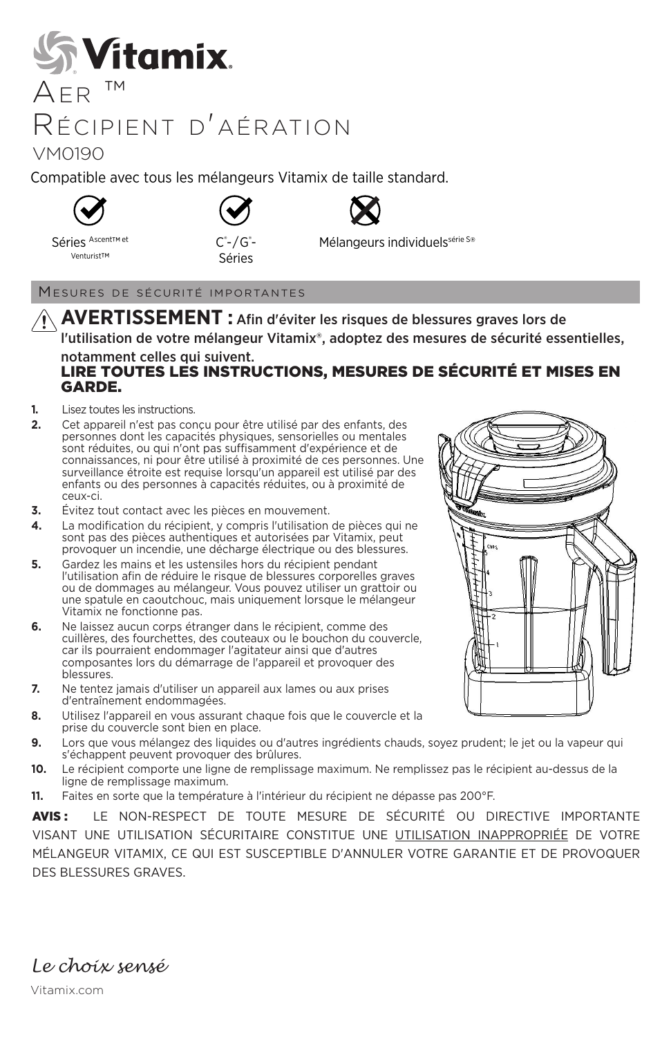# Vitamix

# Aer ™
# Récipient d'aération

## VM0190

Compatible avec tous les mélangeurs Vitamix de taille standard.

| ✓ | ✓ | ✗ |
|---|---|---|
| Séries Ascent™ et Venturist™ | C®-/G®-Séries | Mélangeurs individuels série S® |

## Mesures de sécurité importantes

⚠ **AVERTISSEMENT : Afin d'éviter les risques de blessures graves lors de l'utilisation de votre mélangeur Vitamix®, adoptez des mesures de sécurité essentielles, notamment celles qui suivent.**

**LIRE TOUTES LES INSTRUCTIONS, MESURES DE SÉCURITÉ ET MISES EN GARDE.**

1. Lisez toutes les instructions.
2. Cet appareil n'est pas conçu pour être utilisé par des enfants, des personnes dont les capacités physiques, sensorielles ou mentales sont réduites, ou qui n'ont pas suffisamment d'expérience et de connaissances, ni pour être utilisé à proximité de ces personnes. Une surveillance étroite est requise lorsqu'un appareil est utilisé par des enfants ou des personnes à capacités réduites, ou à proximité de ceux-ci.
3. Évitez tout contact avec les pièces en mouvement.
4. La modification du récipient, y compris l'utilisation de pièces qui ne sont pas des pièces authentiques et autorisées par Vitamix, peut provoquer un incendie, une décharge électrique ou des blessures.
5. Gardez les mains et les ustensiles hors du récipient pendant l'utilisation afin de réduire le risque de blessures corporelles graves ou de dommages au mélangeur. Vous pouvez utiliser un grattoir ou une spatule en caoutchouc, mais uniquement lorsque le mélangeur Vitamix ne fonctionne pas.
6. Ne laissez aucun corps étranger dans le récipient, comme des cuillères, des fourchettes, des couteaux ou le bouchon du couvercle, car ils pourraient endommager l'agitateur ainsi que d'autres composantes lors du démarrage de l'appareil et provoquer des blessures.
7. Ne tentez jamais d'utiliser un appareil aux lames ou aux prises d'entraînement endommagées.
8. Utilisez l'appareil en vous assurant chaque fois que le couvercle et la prise du couvercle sont bien en place.
9. Lors que vous mélangez des liquides ou d'autres ingrédients chauds, soyez prudent; le jet ou la vapeur qui s'échappent peuvent provoquer des brûlures.
10. Le récipient comporte une ligne de remplissage maximum. Ne remplissez pas le récipient au-dessus de la ligne de remplissage maximum.
11. Faites en sorte que la température à l'intérieur du récipient ne dépasse pas 200°F.

**AVIS :** LE NON-RESPECT DE TOUTE MESURE DE SÉCURITÉ OU DIRECTIVE IMPORTANTE VISANT UNE UTILISATION SÉCURITAIRE CONSTITUE UNE UTILISATION INAPPROPRIÉE DE VOTRE MÉLANGEUR VITAMIX, CE QUI EST SUSCEPTIBLE D'ANNULER VOTRE GARANTIE ET DE PROVOQUER DES BLESSURES GRAVES.

*Le choix sensé*

Vitamix.com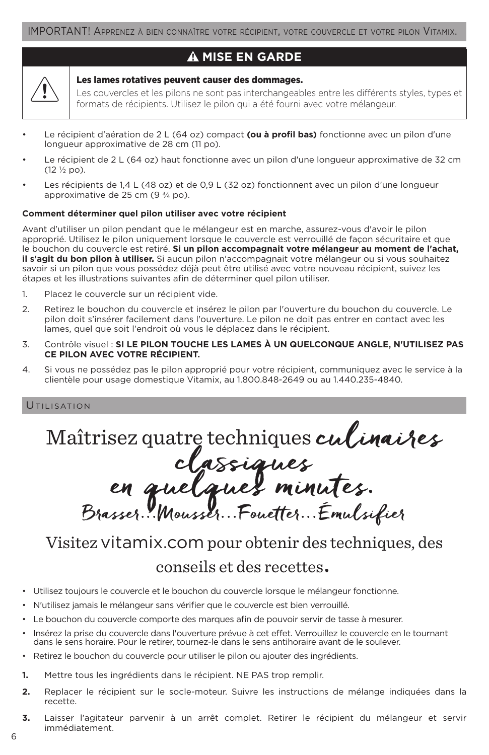IMPORTANT! Apprenez à bien connaître votre récipient, votre couvercle et votre pilon Vitamix.

## ⚠ MISE EN GARDE

**Les lames rotatives peuvent causer des dommages.**

Les couvercles et les pilons ne sont pas interchangeables entre les différents styles, types et formats de récipients. Utilisez le pilon qui a été fourni avec votre mélangeur.

- Le récipient d'aération de 2 L (64 oz) compact **(ou à profil bas)** fonctionne avec un pilon d'une longueur approximative de 28 cm (11 po).
- Le récipient de 2 L (64 oz) haut fonctionne avec un pilon d'une longueur approximative de 32 cm (12 ½ po).
- Les récipients de 1,4 L (48 oz) et de 0,9 L (32 oz) fonctionnent avec un pilon d'une longueur approximative de 25 cm (9 ¾ po).

**Comment déterminer quel pilon utiliser avec votre récipient**

Avant d'utiliser un pilon pendant que le mélangeur est en marche, assurez-vous d'avoir le pilon approprié. Utilisez le pilon uniquement lorsque le couvercle est verrouillé de façon sécuritaire et que le bouchon du couvercle est retiré. **Si un pilon accompagnait votre mélangeur au moment de l'achat, il s'agit du bon pilon à utiliser.** Si aucun pilon n'accompagnait votre mélangeur ou si vous souhaitez savoir si un pilon que vous possédez déjà peut être utilisé avec votre nouveau récipient, suivez les étapes et les illustrations suivantes afin de déterminer quel pilon utiliser.

1. Placez le couvercle sur un récipient vide.
2. Retirez le bouchon du couvercle et insérez le pilon par l'ouverture du bouchon du couvercle. Le pilon doit s'insérer facilement dans l'ouverture. Le pilon ne doit pas entrer en contact avec les lames, quel que soit l'endroit où vous le déplacez dans le récipient.
3. Contrôle visuel : **SI LE PILON TOUCHE LES LAMES À UN QUELCONQUE ANGLE, N'UTILISEZ PAS CE PILON AVEC VOTRE RÉCIPIENT.**
4. Si vous ne possédez pas le pilon approprié pour votre récipient, communiquez avec le service à la clientèle pour usage domestique Vitamix, au 1.800.848-2649 ou au 1.440.235-4840.

## Utilisation

# Maîtrisez quatre techniques culinaires classiques en quelques minutes.

Brasser...Mousser...Fouetter...Émulsifier

Visitez vitamix.com pour obtenir des techniques, des conseils et des recettes.

- Utilisez toujours le couvercle et le bouchon du couvercle lorsque le mélangeur fonctionne.
- N'utilisez jamais le mélangeur sans vérifier que le couvercle est bien verrouillé.
- Le bouchon du couvercle comporte des marques afin de pouvoir servir de tasse à mesurer.
- Insérez la prise du couvercle dans l'ouverture prévue à cet effet. Verrouillez le couvercle en le tournant dans le sens horaire. Pour le retirer, tournez-le dans le sens antihoraire avant de le soulever.
- Retirez le bouchon du couvercle pour utiliser le pilon ou ajouter des ingrédients.

1. Mettre tous les ingrédients dans le récipient. NE PAS trop remplir.
2. Replacer le récipient sur le socle-moteur. Suivre les instructions de mélange indiquées dans la recette.
3. Laisser l'agitateur parvenir à un arrêt complet. Retirer le récipient du mélangeur et servir immédiatement.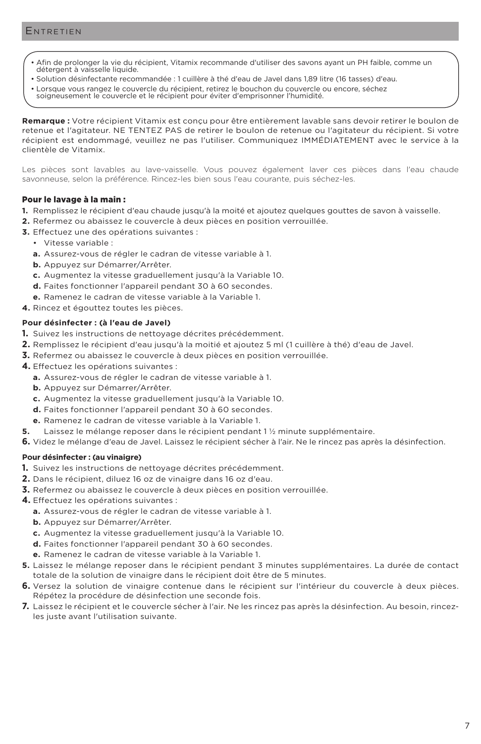## Entretien

- Afin de prolonger la vie du récipient, Vitamix recommande d'utiliser des savons ayant un PH faible, comme un détergent à vaisselle liquide.
- Solution désinfectante recommandée : 1 cuillère à thé d'eau de Javel dans 1,89 litre (16 tasses) d'eau.
- Lorsque vous rangez le couvercle du récipient, retirez le bouchon du couvercle ou encore, séchez soigneusement le couvercle et le récipient pour éviter d'emprisonner l'humidité.

**Remarque :** Votre récipient Vitamix est conçu pour être entièrement lavable sans devoir retirer le boulon de retenue et l'agitateur. NE TENTEZ PAS de retirer le boulon de retenue ou l'agitateur du récipient. Si votre récipient est endommagé, veuillez ne pas l'utiliser. Communiquez IMMÉDIATEMENT avec le service à la clientèle de Vitamix.

Les pièces sont lavables au lave-vaisselle. Vous pouvez également laver ces pièces dans l'eau chaude savonneuse, selon la préférence. Rincez-les bien sous l'eau courante, puis séchez-les.

### Pour le lavage à la main :

1. Remplissez le récipient d'eau chaude jusqu'à la moité et ajoutez quelques gouttes de savon à vaisselle.
2. Refermez ou abaissez le couvercle à deux pièces en position verrouillée.
3. Effectuez une des opérations suivantes :
   - Vitesse variable :
   
   **a.** Assurez-vous de régler le cadran de vitesse variable à 1.
   **b.** Appuyez sur Démarrer/Arrêter.
   **c.** Augmentez la vitesse graduellement jusqu'à la Variable 10.
   **d.** Faites fonctionner l'appareil pendant 30 à 60 secondes.
   **e.** Ramenez le cadran de vitesse variable à la Variable 1.
4. Rincez et égouttez toutes les pièces.

**Pour désinfecter : (à l'eau de Javel)**

1. Suivez les instructions de nettoyage décrites précédemment.
2. Remplissez le récipient d'eau jusqu'à la moitié et ajoutez 5 ml (1 cuillère à thé) d'eau de Javel.
3. Refermez ou abaissez le couvercle à deux pièces en position verrouillée.
4. Effectuez les opérations suivantes :
   
   **a.** Assurez-vous de régler le cadran de vitesse variable à 1.
   **b.** Appuyez sur Démarrer/Arrêter.
   **c.** Augmentez la vitesse graduellement jusqu'à la Variable 10.
   **d.** Faites fonctionner l'appareil pendant 30 à 60 secondes.
   **e.** Ramenez le cadran de vitesse variable à la Variable 1.
5. Laissez le mélange reposer dans le récipient pendant 1 ½ minute supplémentaire.
6. Videz le mélange d'eau de Javel. Laissez le récipient sécher à l'air. Ne le rincez pas après la désinfection.

**Pour désinfecter : (au vinaigre)**

1. Suivez les instructions de nettoyage décrites précédemment.
2. Dans le récipient, diluez 16 oz de vinaigre dans 16 oz d'eau.
3. Refermez ou abaissez le couvercle à deux pièces en position verrouillée.
4. Effectuez les opérations suivantes :
   
   **a.** Assurez-vous de régler le cadran de vitesse variable à 1.
   **b.** Appuyez sur Démarrer/Arrêter.
   **c.** Augmentez la vitesse graduellement jusqu'à la Variable 10.
   **d.** Faites fonctionner l'appareil pendant 30 à 60 secondes.
   **e.** Ramenez le cadran de vitesse variable à la Variable 1.
5. Laissez le mélange reposer dans le récipient pendant 3 minutes supplémentaires. La durée de contact totale de la solution de vinaigre dans le récipient doit être de 5 minutes.
6. Versez la solution de vinaigre contenue dans le récipient sur l'intérieur du couvercle à deux pièces. Répétez la procédure de désinfection une seconde fois.
7. Laissez le récipient et le couvercle sécher à l'air. Ne les rincez pas après la désinfection. Au besoin, rincez-les juste avant l'utilisation suivante.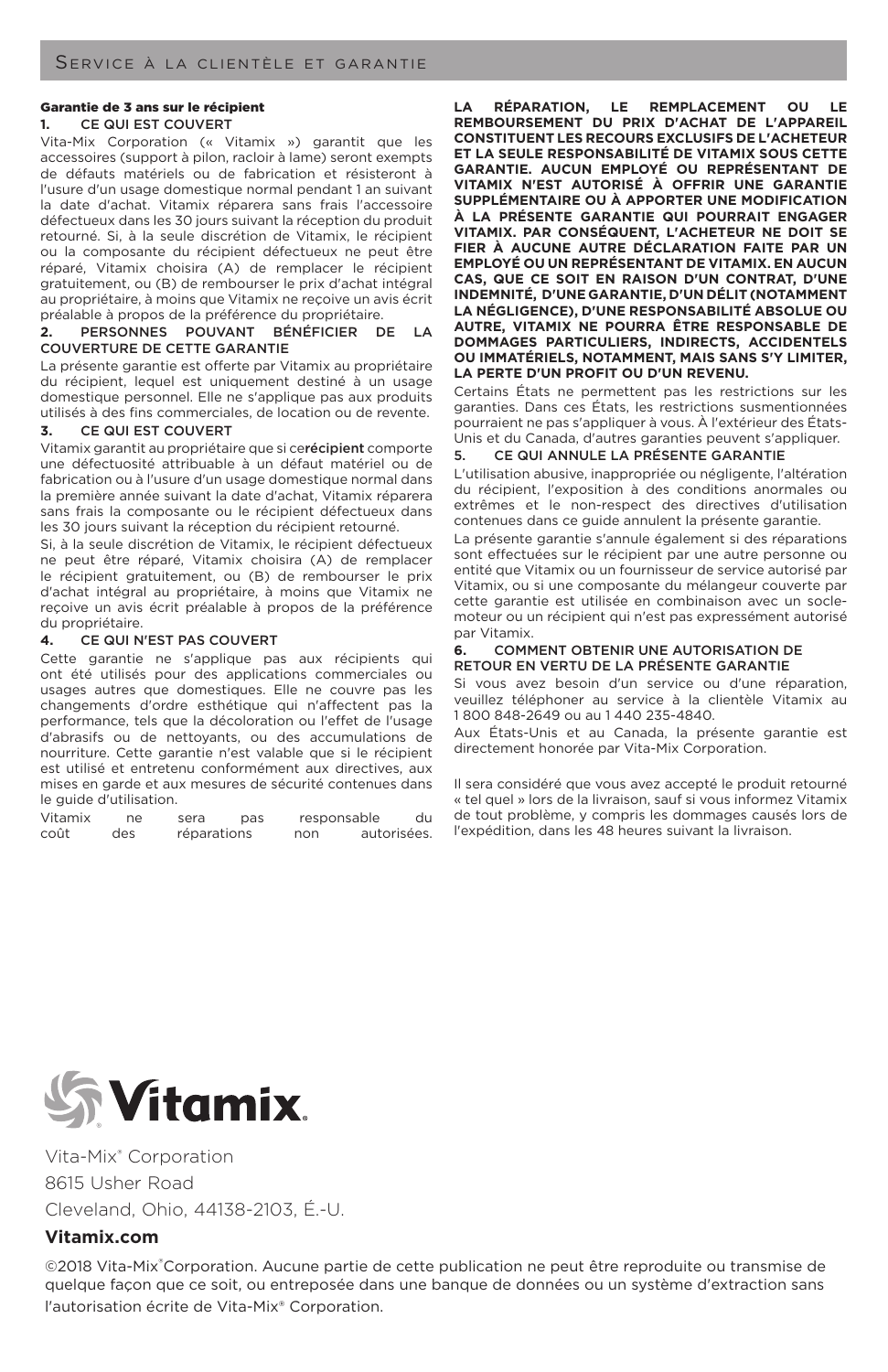## Service à la clientèle et garantie

**Garantie de 3 ans sur le récipient**

**1. CE QUI EST COUVERT**

Vita-Mix Corporation (« Vitamix ») garantit que les accessoires (support à pilon, racloir à lame) seront exempts de défauts matériels ou de fabrication et résisteront à l'usure d'un usage domestique normal pendant 1 an suivant la date d'achat. Vitamix réparera sans frais l'accessoire défectueux dans les 30 jours suivant la réception du produit retourné. Si, à la seule discrétion de Vitamix, le récipient ou la composante du récipient défectueux ne peut être réparé, Vitamix choisira (A) de remplacer le récipient gratuitement, ou (B) de rembourser le prix d'achat intégral au propriétaire, à moins que Vitamix ne reçoive un avis écrit préalable à propos de la préférence du propriétaire.

**2. PERSONNES POUVANT BÉNÉFICIER DE LA COUVERTURE DE CETTE GARANTIE**

La présente garantie est offerte par Vitamix au propriétaire du récipient, lequel est uniquement destiné à un usage domestique personnel. Elle ne s'applique pas aux produits utilisés à des fins commerciales, de location ou de revente.

**3. CE QUI EST COUVERT**

Vitamix garantit au propriétaire que si ce**récipient** comporte une défectuosité attribuable à un défaut matériel ou de fabrication ou à l'usure d'un usage domestique normal dans la première année suivant la date d'achat, Vitamix réparera sans frais la composante ou le récipient défectueux dans les 30 jours suivant la réception du récipient retourné.

Si, à la seule discrétion de Vitamix, le récipient défectueux ne peut être réparé, Vitamix choisira (A) de remplacer le récipient gratuitement, ou (B) de rembourser le prix d'achat intégral au propriétaire, à moins que Vitamix ne reçoive un avis écrit préalable à propos de la préférence du propriétaire.

**4. CE QUI N'EST PAS COUVERT**

Cette garantie ne s'applique pas aux récipients qui ont été utilisés pour des applications commerciales ou usages autres que domestiques. Elle ne couvre pas les changements d'ordre esthétique qui n'affectent pas la performance, tels que la décoloration ou l'effet de l'usage d'abrasifs ou de nettoyants, ou des accumulations de nourriture. Cette garantie n'est valable que si le récipient est utilisé et entretenu conformément aux directives, aux mises en garde et aux mesures de sécurité contenues dans le guide d'utilisation.

Vitamix ne sera pas responsable du coût des réparations non autorisées.

**LA RÉPARATION, LE REMPLACEMENT OU LE REMBOURSEMENT DU PRIX D'ACHAT DE L'APPAREIL CONSTITUENT LES RECOURS EXCLUSIFS DE L'ACHETEUR ET LA SEULE RESPONSABILITÉ DE VITAMIX SOUS CETTE GARANTIE. AUCUN EMPLOYÉ OU REPRÉSENTANT DE VITAMIX N'EST AUTORISÉ À OFFRIR UNE GARANTIE SUPPLÉMENTAIRE OU À APPORTER UNE MODIFICATION À LA PRÉSENTE GARANTIE QUI POURRAIT ENGAGER VITAMIX. PAR CONSÉQUENT, L'ACHETEUR NE DOIT SE FIER À AUCUNE AUTRE DÉCLARATION FAITE PAR UN EMPLOYÉ OU UN REPRÉSENTANT DE VITAMIX. EN AUCUN CAS, QUE CE SOIT EN RAISON D'UN CONTRAT, D'UNE INDEMNITÉ, D'UNE GARANTIE, D'UN DÉLIT (NOTAMMENT LA NÉGLIGENCE), D'UNE RESPONSABILITÉ ABSOLUE OU AUTRE, VITAMIX NE POURRA ÊTRE RESPONSABLE DE DOMMAGES PARTICULIERS, INDIRECTS, ACCIDENTELS OU IMMATÉRIELS, NOTAMMENT, MAIS SANS S'Y LIMITER, LA PERTE D'UN PROFIT OU D'UN REVENU.**

Certains États ne permettent pas les restrictions sur les garanties. Dans ces États, les restrictions susmentionnées pourraient ne pas s'appliquer à vous. À l'extérieur des États-Unis et du Canada, d'autres garanties peuvent s'appliquer.

**5. CE QUI ANNULE LA PRÉSENTE GARANTIE**

L'utilisation abusive, inappropriée ou négligente, l'altération du récipient, l'exposition à des conditions anormales ou extrêmes et le non-respect des directives d'utilisation contenues dans ce guide annulent la présente garantie.

La présente garantie s'annule également si des réparations sont effectuées sur le récipient par une autre personne ou entité que Vitamix ou un fournisseur de service autorisé par Vitamix, ou si une composante du mélangeur couverte par cette garantie est utilisée en combinaison avec un socle-moteur ou un récipient qui n'est pas expressément autorisé par Vitamix.

**6. COMMENT OBTENIR UNE AUTORISATION DE RETOUR EN VERTU DE LA PRÉSENTE GARANTIE**

Si vous avez besoin d'un service ou d'une réparation, veuillez téléphoner au service à la clientèle Vitamix au 1 800 848-2649 ou au 1 440 235-4840.

Aux États-Unis et au Canada, la présente garantie est directement honorée par Vita-Mix Corporation.

Il sera considéré que vous avez accepté le produit retourné « tel quel » lors de la livraison, sauf si vous informez Vitamix de tout problème, y compris les dommages causés lors de l'expédition, dans les 48 heures suivant la livraison.

Vitamix

Vita-Mix® Corporation
8615 Usher Road
Cleveland, Ohio, 44138-2103, É.-U.

**Vitamix.com**

©2018 Vita-Mix® Corporation. Aucune partie de cette publication ne peut être reproduite ou transmise de quelque façon que ce soit, ou entreposée dans une banque de données ou un système d'extraction sans l'autorisation écrite de Vita-Mix® Corporation.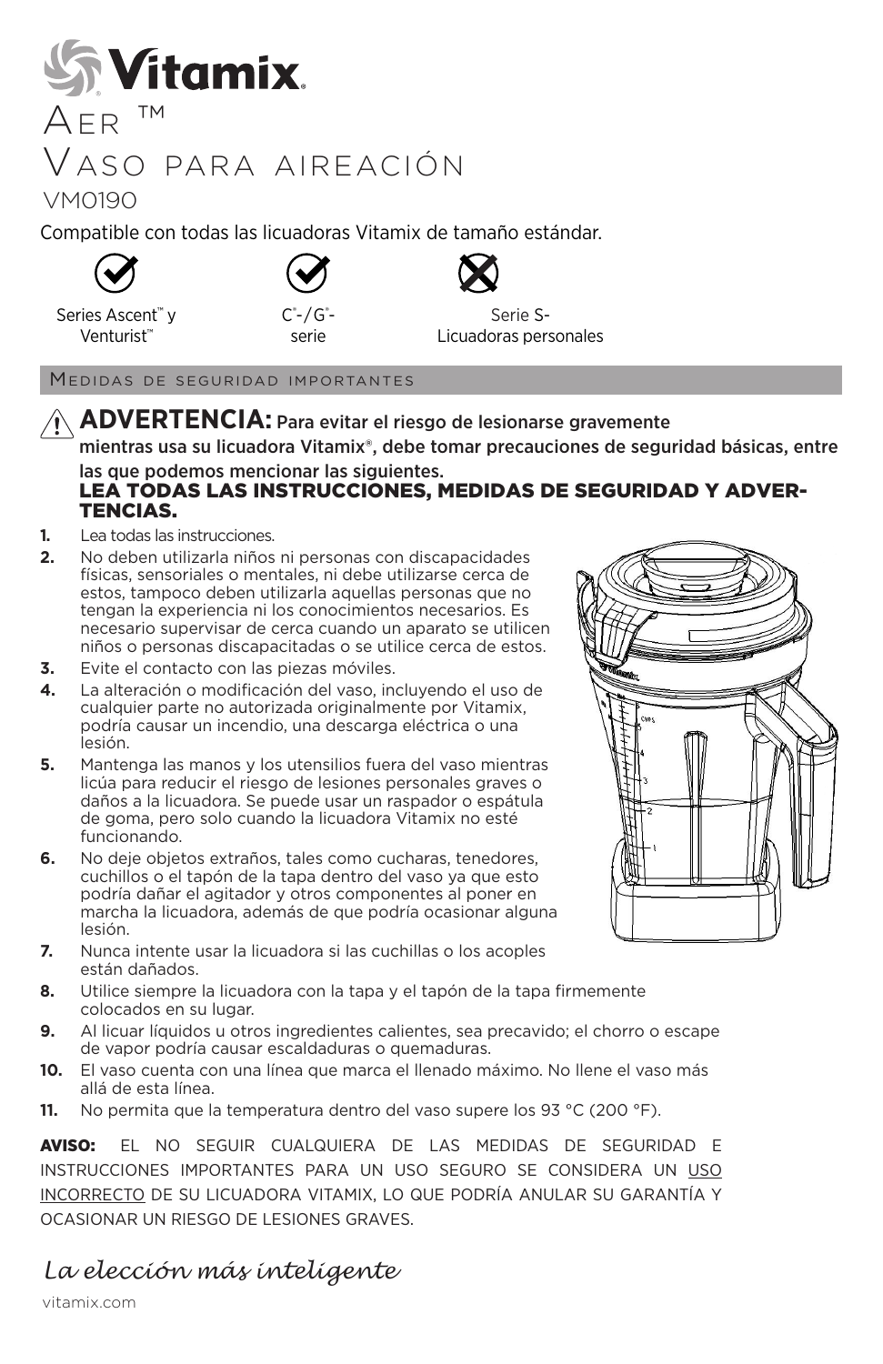# Vitamix

# Aer ™

# Vaso para aireación

VM0190

Compatible con todas las licuadoras Vitamix de tamaño estándar.

| ✓ | ✓ | ✗ |
|---|---|---|
| Series Ascent™ y Venturist™ | C®-/G®-serie | Serie S-Licuadoras personales |

## Medidas de seguridad importantes

⚠ **ADVERTENCIA:** **Para evitar el riesgo de lesionarse gravemente mientras usa su licuadora Vitamix®, debe tomar precauciones de seguridad básicas, entre las que podemos mencionar las siguientes.**

**LEA TODAS LAS INSTRUCCIONES, MEDIDAS DE SEGURIDAD Y ADVERTENCIAS.**

1. Lea todas las instrucciones.
2. No deben utilizarla niños ni personas con discapacidades físicas, sensoriales o mentales, ni debe utilizarse cerca de estos, tampoco deben utilizarla aquellas personas que no tengan la experiencia ni los conocimientos necesarios. Es necesario supervisar de cerca cuando un aparato se utilicen niños o personas discapacitadas o se utilice cerca de estos.
3. Evite el contacto con las piezas móviles.
4. La alteración o modificación del vaso, incluyendo el uso de cualquier parte no autorizada originalmente por Vitamix, podría causar un incendio, una descarga eléctrica o una lesión.
5. Mantenga las manos y los utensilios fuera del vaso mientras licúa para reducir el riesgo de lesiones personales graves o daños a la licuadora. Se puede usar un raspador o espátula de goma, pero solo cuando la licuadora Vitamix no esté funcionando.
6. No deje objetos extraños, tales como cucharas, tenedores, cuchillos o el tapón de la tapa dentro del vaso ya que esto podría dañar el agitador y otros componentes al poner en marcha la licuadora, además de que podría ocasionar alguna lesión.
7. Nunca intente usar la licuadora si las cuchillas o los acoples están dañados.
8. Utilice siempre la licuadora con la tapa y el tapón de la tapa firmemente colocados en su lugar.
9. Al licuar líquidos u otros ingredientes calientes, sea precavido; el chorro o escape de vapor podría causar escaldaduras o quemaduras.
10. El vaso cuenta con una línea que marca el llenado máximo. No llene el vaso más allá de esta línea.
11. No permita que la temperatura dentro del vaso supere los 93 °C (200 °F).

**AVISO:** EL NO SEGUIR CUALQUIERA DE LAS MEDIDAS DE SEGURIDAD E INSTRUCCIONES IMPORTANTES PARA UN USO SEGURO SE CONSIDERA UN USO INCORRECTO DE SU LICUADORA VITAMIX, LO QUE PODRÍA ANULAR SU GARANTÍA Y OCASIONAR UN RIESGO DE LESIONES GRAVES.

*La elección más inteligente*

vitamix.com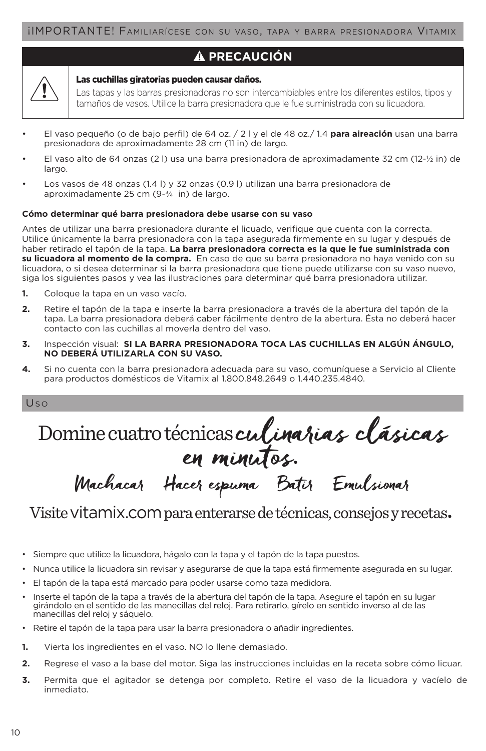## ¡IMPORTANTE! Familiarícese con su vaso, tapa y barra presionadora Vitamix

### ⚠ PRECAUCIÓN

**Las cuchillas giratorias pueden causar daños.**

Las tapas y las barras presionadoras no son intercambiables entre los diferentes estilos, tipos y tamaños de vasos. Utilice la barra presionadora que le fue suministrada con su licuadora.

- El vaso pequeño (o de bajo perfil) de 64 oz. / 2 l y el de 48 oz./ 1.4 **para aireación** usan una barra presionadora de aproximadamente 28 cm (11 in) de largo.
- El vaso alto de 64 onzas (2 l) usa una barra presionadora de aproximadamente 32 cm (12-½ in) de largo.
- Los vasos de 48 onzas (1.4 l) y 32 onzas (0.9 l) utilizan una barra presionadora de aproximadamente 25 cm (9-¾ in) de largo.

**Cómo determinar qué barra presionadora debe usarse con su vaso**

Antes de utilizar una barra presionadora durante el licuado, verifique que cuenta con la correcta. Utilice únicamente la barra presionadora con la tapa asegurada firmemente en su lugar y después de haber retirado el tapón de la tapa. **La barra presionadora correcta es la que le fue suministrada con su licuadora al momento de la compra.** En caso de que su barra presionadora no haya venido con su licuadora, o si desea determinar si la barra presionadora que tiene puede utilizarse con su vaso nuevo, siga los siguientes pasos y vea las ilustraciones para determinar qué barra presionadora utilizar.

1. Coloque la tapa en un vaso vacío.
2. Retire el tapón de la tapa e inserte la barra presionadora a través de la abertura del tapón de la tapa. La barra presionadora deberá caber fácilmente dentro de la abertura. Ésta no deberá hacer contacto con las cuchillas al moverla dentro del vaso.
3. Inspección visual: **SI LA BARRA PRESIONADORA TOCA LAS CUCHILLAS EN ALGÚN ÁNGULO, NO DEBERÁ UTILIZARLA CON SU VASO.**
4. Si no cuenta con la barra presionadora adecuada para su vaso, comuníquese a Servicio al Cliente para productos domésticos de Vitamix al 1.800.848.2649 o 1.440.235.4840.

## Uso

Domine cuatro técnicas *culinarias clásicas en minutos.*

*Machacar Hacer espuma Batir Emulsionar*

Visite vitamix.com para enterarse de técnicas, consejos y recetas.

- Siempre que utilice la licuadora, hágalo con la tapa y el tapón de la tapa puestos.
- Nunca utilice la licuadora sin revisar y asegurarse de que la tapa está firmemente asegurada en su lugar.
- El tapón de la tapa está marcado para poder usarse como taza medidora.
- Inserte el tapón de la tapa a través de la abertura del tapón de la tapa. Asegure el tapón en su lugar girándolo en el sentido de las manecillas del reloj. Para retirarlo, gírelo en sentido inverso al de las manecillas del reloj y sáquelo.
- Retire el tapón de la tapa para usar la barra presionadora o añadir ingredientes.

1. Vierta los ingredientes en el vaso. NO lo llene demasiado.
2. Regrese el vaso a la base del motor. Siga las instrucciones incluidas en la receta sobre cómo licuar.
3. Permita que el agitador se detenga por completo. Retire el vaso de la licuadora y vacíelo de inmediato.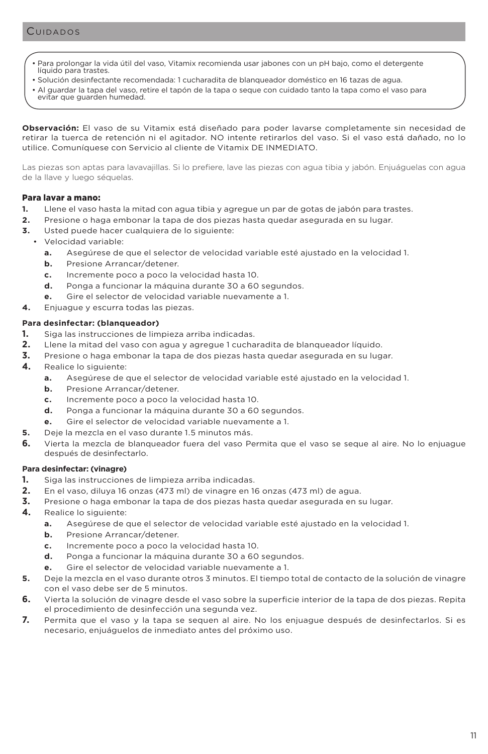## Cuidados

- Para prolongar la vida útil del vaso, Vitamix recomienda usar jabones con un pH bajo, como el detergente líquido para trastes.
- Solución desinfectante recomendada: 1 cucharadita de blanqueador doméstico en 16 tazas de agua.
- Al guardar la tapa del vaso, retire el tapón de la tapa o seque con cuidado tanto la tapa como el vaso para evitar que guarden humedad.

**Observación:** El vaso de su Vitamix está diseñado para poder lavarse completamente sin necesidad de retirar la tuerca de retención ni el agitador. NO intente retirarlos del vaso. Si el vaso está dañado, no lo utilice. Comuníquese con Servicio al cliente de Vitamix DE INMEDIATO.

Las piezas son aptas para lavavajillas. Si lo prefiere, lave las piezas con agua tibia y jabón. Enjuáguelas con agua de la llave y luego séquelas.

### Para lavar a mano:

1. Llene el vaso hasta la mitad con agua tibia y agregue un par de gotas de jabón para trastes.
2. Presione o haga embonar la tapa de dos piezas hasta quedar asegurada en su lugar.
3. Usted puede hacer cualquiera de lo siguiente:
   - Velocidad variable:
     - **a.** Asegúrese de que el selector de velocidad variable esté ajustado en la velocidad 1.
     - **b.** Presione Arrancar/detener.
     - **c.** Incremente poco a poco la velocidad hasta 10.
     - **d.** Ponga a funcionar la máquina durante 30 a 60 segundos.
     - **e.** Gire el selector de velocidad variable nuevamente a 1.
4. Enjuague y escurra todas las piezas.

**Para desinfectar: (blanqueador)**

1. Siga las instrucciones de limpieza arriba indicadas.
2. Llene la mitad del vaso con agua y agregue 1 cucharadita de blanqueador líquido.
3. Presione o haga embonar la tapa de dos piezas hasta quedar asegurada en su lugar.
4. Realice lo siguiente:
   - **a.** Asegúrese de que el selector de velocidad variable esté ajustado en la velocidad 1.
   - **b.** Presione Arrancar/detener.
   - **c.** Incremente poco a poco la velocidad hasta 10.
   - **d.** Ponga a funcionar la máquina durante 30 a 60 segundos.
   - **e.** Gire el selector de velocidad variable nuevamente a 1.
5. Deje la mezcla en el vaso durante 1.5 minutos más.
6. Vierta la mezcla de blanqueador fuera del vaso Permita que el vaso se seque al aire. No lo enjuague después de desinfectarlo.

**Para desinfectar: (vinagre)**

1. Siga las instrucciones de limpieza arriba indicadas.
2. En el vaso, diluya 16 onzas (473 ml) de vinagre en 16 onzas (473 ml) de agua.
3. Presione o haga embonar la tapa de dos piezas hasta quedar asegurada en su lugar.
4. Realice lo siguiente:
   - **a.** Asegúrese de que el selector de velocidad variable esté ajustado en la velocidad 1.
   - **b.** Presione Arrancar/detener.
   - **c.** Incremente poco a poco la velocidad hasta 10.
   - **d.** Ponga a funcionar la máquina durante 30 a 60 segundos.
   - **e.** Gire el selector de velocidad variable nuevamente a 1.
5. Deje la mezcla en el vaso durante otros 3 minutos. El tiempo total de contacto de la solución de vinagre con el vaso debe ser de 5 minutos.
6. Vierta la solución de vinagre desde el vaso sobre la superficie interior de la tapa de dos piezas. Repita el procedimiento de desinfección una segunda vez.
7. Permita que el vaso y la tapa se sequen al aire. No los enjuague después de desinfectarlos. Si es necesario, enjuáguelos de inmediato antes del próximo uso.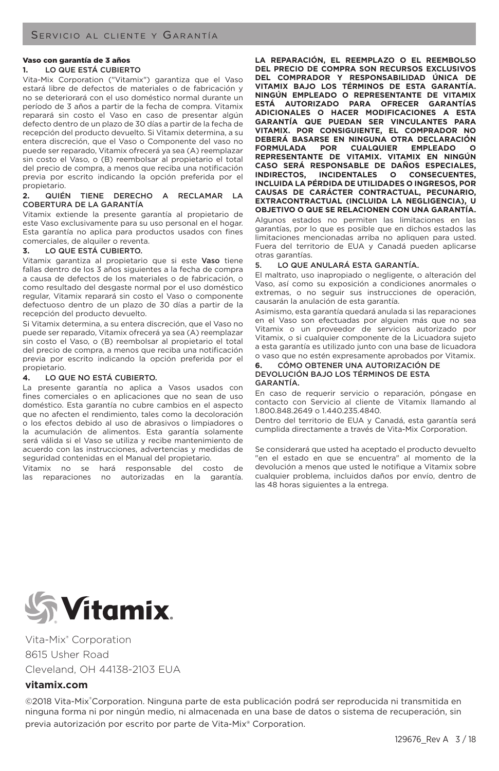## Servicio al cliente y Garantía

**Vaso con garantía de 3 años**

**1. LO QUE ESTÁ CUBIERTO**

Vita-Mix Corporation ("Vitamix") garantiza que el Vaso estará libre de defectos de materiales o de fabricación y no se deteriorará con el uso doméstico normal durante un período de 3 años a partir de la fecha de compra. Vitamix reparará sin costo el Vaso en caso de presentar algún defecto dentro de un plazo de 30 días a partir de la fecha de recepción del producto devuelto. Si Vitamix determina, a su entera discreción, que el Vaso o Componente del vaso no puede ser reparado, Vitamix ofrecerá ya sea (A) reemplazar sin costo el Vaso, o (B) reembolsar al propietario el total del precio de compra, a menos que reciba una notificación previa por escrito indicando la opción preferida por el propietario.

**2. QUIÉN TIENE DERECHO A RECLAMAR LA COBERTURA DE LA GARANTÍA**

Vitamix extiende la presente garantía al propietario de este Vaso exclusivamente para su uso personal en el hogar. Esta garantía no aplica para productos usados con fines comerciales, de alquiler o reventa.

**3. LO QUE ESTÁ CUBIERTO.**

Vitamix garantiza al propietario que si este **Vaso** tiene fallas dentro de los 3 años siguientes a la fecha de compra a causa de defectos de los materiales o de fabricación, o como resultado del desgaste normal por el uso doméstico regular, Vitamix reparará sin costo el Vaso o componente defectuoso dentro de un plazo de 30 días a partir de la recepción del producto devuelto.

Si Vitamix determina, a su entera discreción, que el Vaso no puede ser reparado, Vitamix ofrecerá ya sea (A) reemplazar sin costo el Vaso, o (B) reembolsar al propietario el total del precio de compra, a menos que reciba una notificación previa por escrito indicando la opción preferida por el propietario.

**4. LO QUE NO ESTÁ CUBIERTO.**

La presente garantía no aplica a Vasos usados con fines comerciales o en aplicaciones que no sean de uso doméstico. Esta garantía no cubre cambios en el aspecto que no afecten el rendimiento, tales como la decoloración o los efectos debido al uso de abrasivos o limpiadores o la acumulación de alimentos. Esta garantía solamente será válida si el Vaso se utiliza y recibe mantenimiento de acuerdo con las instrucciones, advertencias y medidas de seguridad contenidas en el Manual del propietario.

Vitamix no se hará responsable del costo de las reparaciones no autorizadas en la garantía.

**LA REPARACIÓN, EL REEMPLAZO O EL REEMBOLSO DEL PRECIO DE COMPRA SON RECURSOS EXCLUSIVOS DEL COMPRADOR Y RESPONSABILIDAD ÚNICA DE VITAMIX BAJO LOS TÉRMINOS DE ESTA GARANTÍA. NINGÚN EMPLEADO O REPRESENTANTE DE VITAMIX ESTÁ AUTORIZADO PARA OFRECER GARANTÍAS ADICIONALES O HACER MODIFICACIONES A ESTA GARANTÍA QUE PUEDAN SER VINCULANTES PARA VITAMIX. POR CONSIGUIENTE, EL COMPRADOR NO DEBERÁ BASARSE EN NINGUNA OTRA DECLARACIÓN FORMULADA POR CUALQUIER EMPLEADO O REPRESENTANTE DE VITAMIX. VITAMIX EN NINGÚN CASO SERÁ RESPONSABLE DE DAÑOS ESPECIALES, INDIRECTOS, INCIDENTALES O CONSECUENTES, INCLUIDA LA PÉRDIDA DE UTILIDADES O INGRESOS, POR CAUSAS DE CARÁCTER CONTRACTUAL, PECUNARIO, EXTRACONTRACTUAL (INCLUIDA LA NEGLIGENCIA), U OBJETIVO O QUE SE RELACIONEN CON UNA GARANTÍA.**

Algunos estados no permiten las limitaciones en las garantías, por lo que es posible que en dichos estados las limitaciones mencionadas arriba no apliquen para usted. Fuera del territorio de EUA y Canadá pueden aplicarse otras garantías.

**5. LO QUE ANULARÁ ESTA GARANTÍA.**

El maltrato, uso inapropiado o negligente, o alteración del Vaso, así como su exposición a condiciones anormales o extremas, o no seguir sus instrucciones de operación, causarán la anulación de esta garantía.

Asimismo, esta garantía quedará anulada si las reparaciones en el Vaso son efectuadas por alguien más que no sea Vitamix o un proveedor de servicios autorizado por Vitamix, o si cualquier componente de la Licuadora sujeto a esta garantía es utilizado junto con una base de licuadora o vaso que no estén expresamente aprobados por Vitamix.

**6. CÓMO OBTENER UNA AUTORIZACIÓN DE DEVOLUCIÓN BAJO LOS TÉRMINOS DE ESTA GARANTÍA.**

En caso de requerir servicio o reparación, póngase en contacto con Servicio al cliente de Vitamix llamando al 1.800.848.2649 o 1.440.235.4840.

Dentro del territorio de EUA y Canadá, esta garantía será cumplida directamente a través de Vita-Mix Corporation.

Se considerará que usted ha aceptado el producto devuelto "en el estado en que se encuentra" al momento de la devolución a menos que usted le notifique a Vitamix sobre cualquier problema, incluidos daños por envío, dentro de las 48 horas siguientes a la entrega.

Vitamix®

Vita-Mix® Corporation
8615 Usher Road
Cleveland, OH 44138-2103 EUA

**vitamix.com**

©2018 Vita-Mix® Corporation. Ninguna parte de esta publicación podrá ser reproducida ni transmitida en ninguna forma ni por ningún medio, ni almacenada en una base de datos o sistema de recuperación, sin previa autorización por escrito por parte de Vita-Mix® Corporation.

129676_Rev A